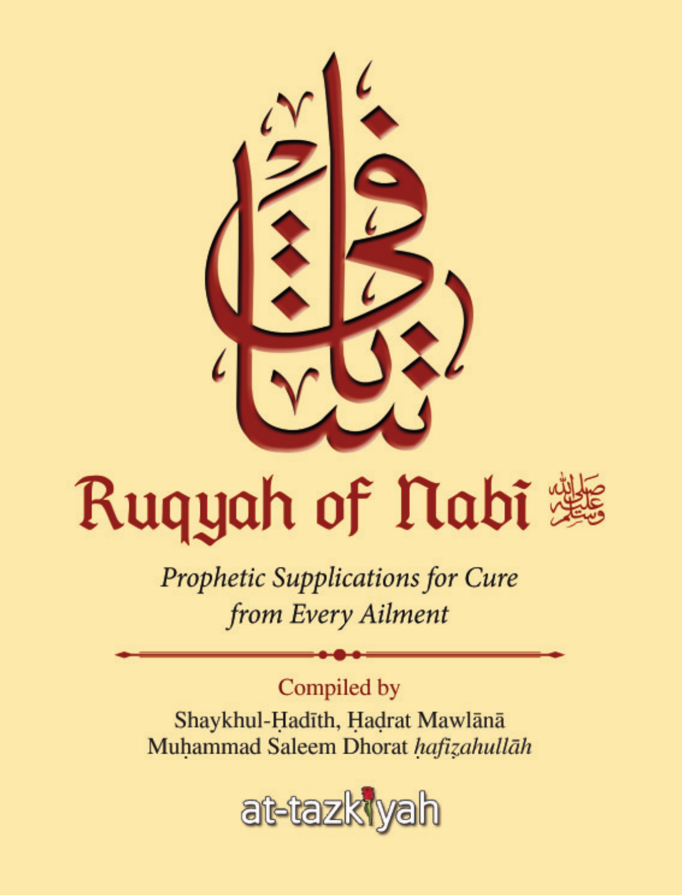شافي

# Ruqyah of Nabi ﷺ

*Prophetic Supplications for Cure from Every Ailment*

Compiled by

Shaykhul-Ḥadīth, Ḥaḍrat Mawlānā Muḥammad Saleem Dhorat *ḥafiẓahullāh*

at-tazkiyah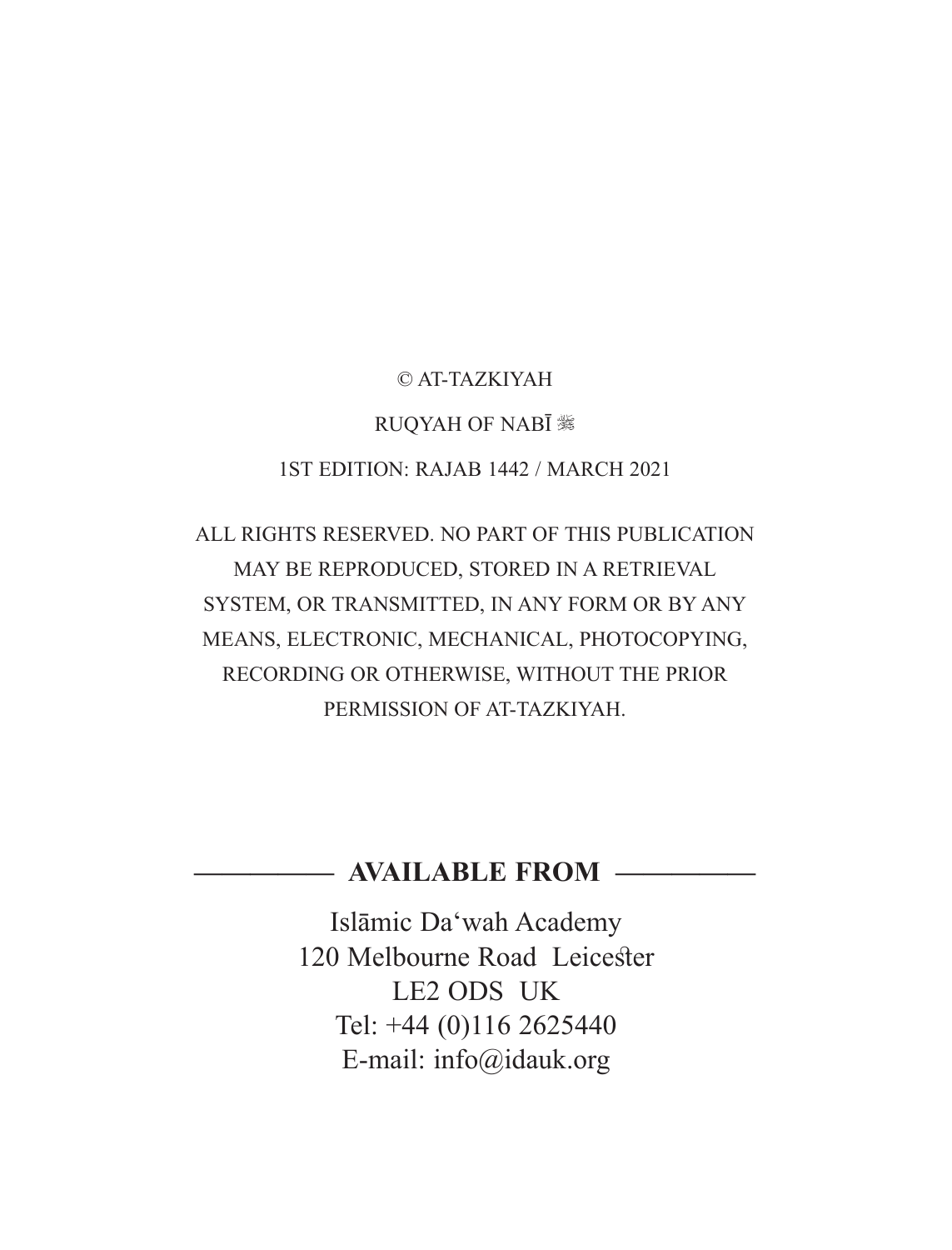© AT-TAZKIYAH

RUQYAH OF NABĪ ﷺ

1ST EDITION: RAJAB 1442 / MARCH 2021

ALL RIGHTS RESERVED. NO PART OF THIS PUBLICATION MAY BE REPRODUCED, STORED IN A RETRIEVAL SYSTEM, OR TRANSMITTED, IN ANY FORM OR BY ANY MEANS, ELECTRONIC, MECHANICAL, PHOTOCOPYING, RECORDING OR OTHERWISE, WITHOUT THE PRIOR PERMISSION OF AT-TAZKIYAH.

**AVAILABLE FROM**

Islāmic Da'wah Academy
120 Melbourne Road Leicester
LE2 ODS UK
Tel: +44 (0)116 2625440
E-mail: info@idauk.org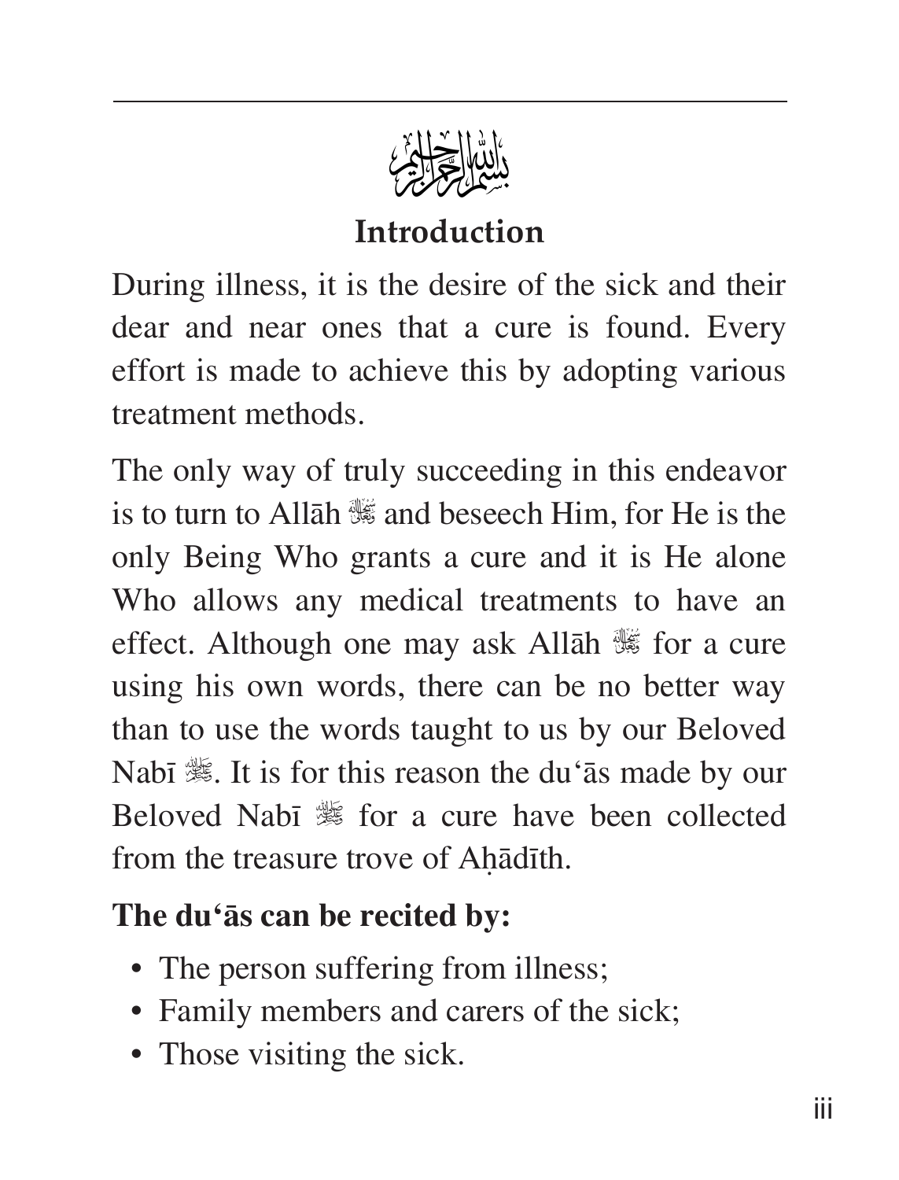بسم الله الرحمن الرحيم

## Introduction

During illness, it is the desire of the sick and their dear and near ones that a cure is found. Every effort is made to achieve this by adopting various treatment methods.

The only way of truly succeeding in this endeavor is to turn to Allāh ﷻ and beseech Him, for He is the only Being Who grants a cure and it is He alone Who allows any medical treatments to have an effect. Although one may ask Allāh ﷻ for a cure using his own words, there can be no better way than to use the words taught to us by our Beloved Nabī ﷺ. It is for this reason the du'ās made by our Beloved Nabī ﷺ for a cure have been collected from the treasure trove of Aḥādīth.

**The du'ās can be recited by:**

- The person suffering from illness;
- Family members and carers of the sick;
- Those visiting the sick.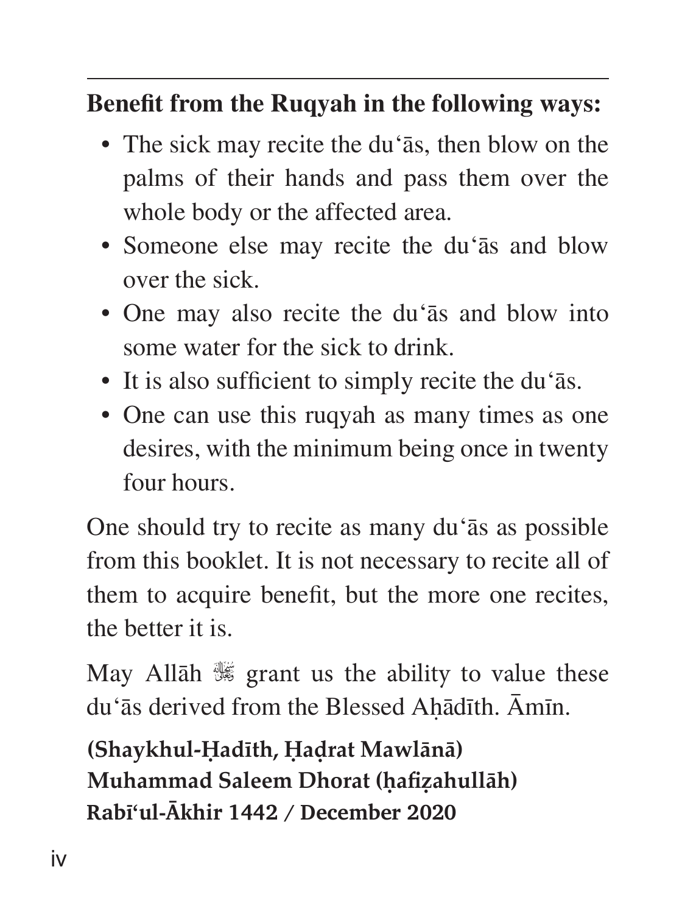**Benefit from the Ruqyah in the following ways:**

- The sick may recite the du‘ās, then blow on the palms of their hands and pass them over the whole body or the affected area.
- Someone else may recite the du‘ās and blow over the sick.
- One may also recite the du‘ās and blow into some water for the sick to drink.
- It is also sufficient to simply recite the du‘ās.
- One can use this ruqyah as many times as one desires, with the minimum being once in twenty four hours.

One should try to recite as many du‘ās as possible from this booklet. It is not necessary to recite all of them to acquire benefit, but the more one recites, the better it is.

May Allāh ﷻ grant us the ability to value these du‘ās derived from the Blessed Aḥādīth. Āmīn.

**(Shaykhul-Ḥadīth, Ḥaḍrat Mawlānā)**
**Muhammad Saleem Dhorat (ḥafiẓahullāh)**
**Rabī‘ul-Ākhir 1442 / December 2020**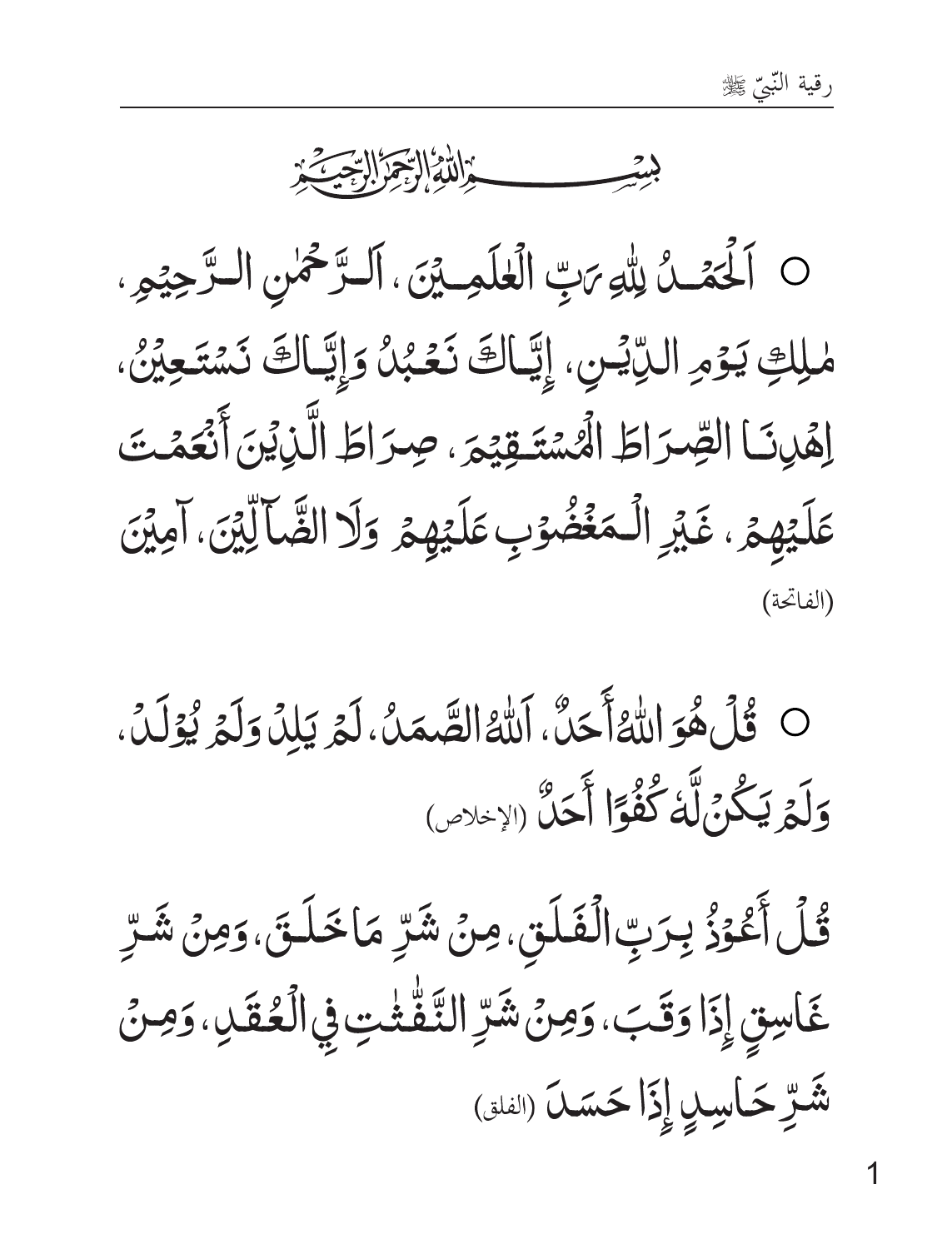بِسْمِ اللّٰهِ الرَّحْمٰنِ الرَّحِيْمِ

○ اَلْحَمْدُ لِلّٰهِ رَبِّ الْعٰلَمِيْنَ ، اَلرَّحْمٰنِ الرَّحِيْمِ ، مٰلِكِ يَوْمِ الدِّيْنِ ، إِيَّاكَ نَعْبُدُ وَإِيَّاكَ نَسْتَعِيْنُ ، اِهْدِنَا الصِّرَاطَ الْمُسْتَقِيْمَ ، صِرَاطَ الَّذِيْنَ أَنْعَمْتَ عَلَيْهِمْ ، غَيْرِ الْمَغْضُوْبِ عَلَيْهِمْ وَلَا الضَّآلِّيْنَ ، آمِيْنَ (الفاتحة)

○ قُلْ هُوَ اللّٰهُ أَحَدٌ ، اَللّٰهُ الصَّمَدُ ، لَمْ يَلِدْ وَلَمْ يُوْلَدْ ، وَلَمْ يَكُنْ لَّهٗ كُفُوًا أَحَدٌ (الإخلاص)

قُلْ أَعُوْذُ بِرَبِّ الْفَلَقِ ، مِنْ شَرِّ مَا خَلَقَ ، وَمِنْ شَرِّ غَاسِقٍ إِذَا وَقَبَ ، وَمِنْ شَرِّ النَّفّٰثٰتِ فِي الْعُقَدِ ، وَمِنْ شَرِّ حَاسِدٍ إِذَا حَسَدَ (الفلق)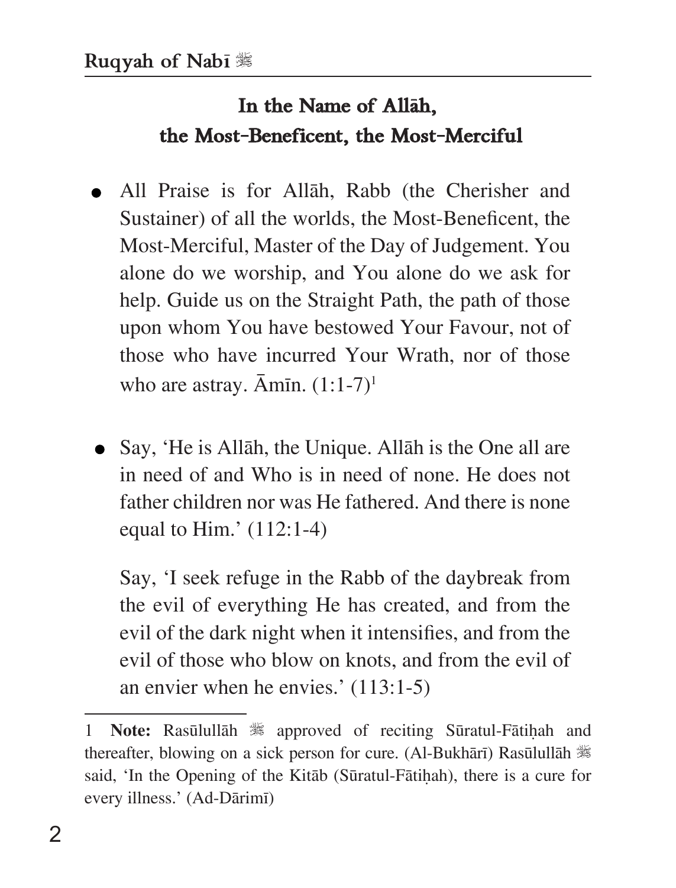## In the Name of Allāh, the Most-Beneficent, the Most-Merciful

- All Praise is for Allāh, Rabb (the Cherisher and Sustainer) of all the worlds, the Most-Beneficent, the Most-Merciful, Master of the Day of Judgement. You alone do we worship, and You alone do we ask for help. Guide us on the Straight Path, the path of those upon whom You have bestowed Your Favour, not of those who have incurred Your Wrath, nor of those who are astray. Āmīn. (1:1-7)[1]

- Say, 'He is Allāh, the Unique. Allāh is the One all are in need of and Who is in need of none. He does not father children nor was He fathered. And there is none equal to Him.' (112:1-4)

  Say, 'I seek refuge in the Rabb of the daybreak from the evil of everything He has created, and from the evil of the dark night when it intensifies, and from the evil of those who blow on knots, and from the evil of an envier when he envies.' (113:1-5)

---

1 **Note:** Rasūlullāh ﷺ approved of reciting Sūratul-Fātiḥah and thereafter, blowing on a sick person for cure. (Al-Bukhārī) Rasūlullāh ﷺ said, 'In the Opening of the Kitāb (Sūratul-Fātiḥah), there is a cure for every illness.' (Ad-Dārimī)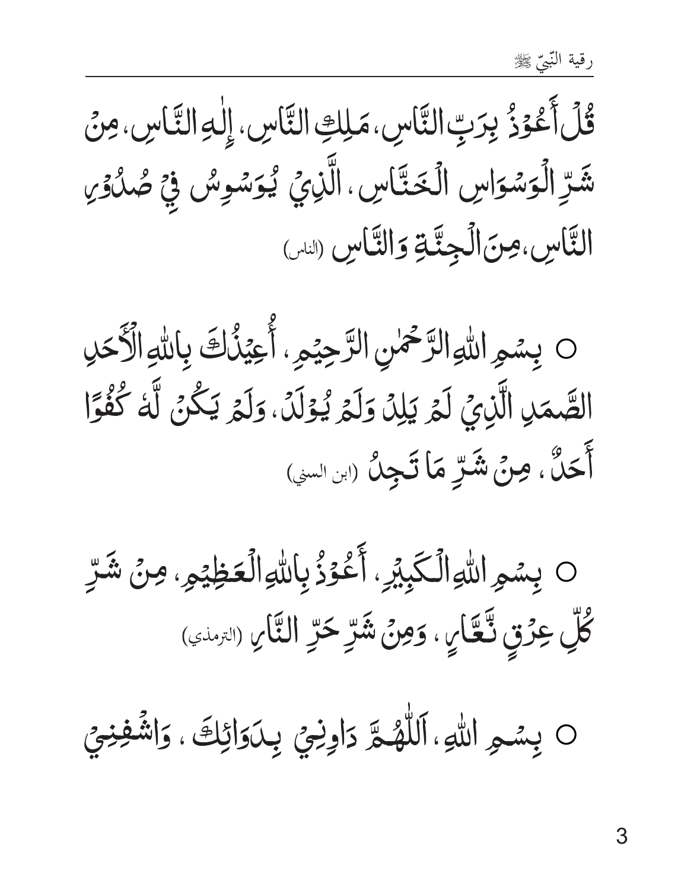قُلْ أَعُوذُ بِرَبِّ النَّاسِ، مَلِكِ النَّاسِ، إِلٰهِ النَّاسِ، مِنْ شَرِّ الْوَسْوَاسِ الْخَنَّاسِ، الَّذِي يُوَسْوِسُ فِي صُدُورِ النَّاسِ، مِنَ الْجِنَّةِ وَالنَّاسِ (الناس)

○ بِسْمِ اللهِ الرَّحْمٰنِ الرَّحِيمِ، أُعِيذُكَ بِاللهِ الْأَحَدِ الصَّمَدِ الَّذِي لَمْ يَلِدْ وَلَمْ يُولَدْ، وَلَمْ يَكُنْ لَّهُ كُفُوًا أَحَدٌ، مِنْ شَرِّ مَا تَجِدُ (ابن السني)

○ بِسْمِ اللهِ الْكَبِيرِ، أَعُوذُ بِاللهِ الْعَظِيمِ، مِنْ شَرِّ كُلِّ عِرْقٍ نَّعَّارٍ، وَمِنْ شَرِّ حَرِّ النَّارِ (الترمذي)

○ بِسْمِ اللهِ، اَللّٰهُمَّ دَاوِنِي بِدَوَائِكَ، وَاشْفِنِي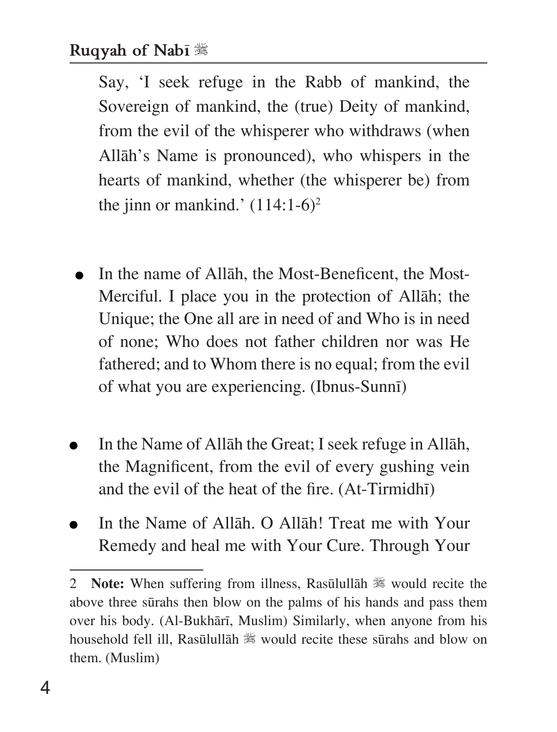Say, 'I seek refuge in the Rabb of mankind, the Sovereign of mankind, the (true) Deity of mankind, from the evil of the whisperer who withdraws (when Allāh's Name is pronounced), who whispers in the hearts of mankind, whether (the whisperer be) from the jinn or mankind.' (114:1-6)[2]

- In the name of Allāh, the Most-Beneficent, the Most-Merciful. I place you in the protection of Allāh; the Unique; the One all are in need of and Who is in need of none; Who does not father children nor was He fathered; and to Whom there is no equal; from the evil of what you are experiencing. (Ibnus-Sunnī)

- In the Name of Allāh the Great; I seek refuge in Allāh, the Magnificent, from the evil of every gushing vein and the evil of the heat of the fire. (At-Tirmidhī)

- In the Name of Allāh. O Allāh! Treat me with Your Remedy and heal me with Your Cure. Through Your

---

2 **Note:** When suffering from illness, Rasūlullāh ﷺ would recite the above three sūrahs then blow on the palms of his hands and pass them over his body. (Al-Bukhārī, Muslim) Similarly, when anyone from his household fell ill, Rasūlullāh ﷺ would recite these sūrahs and blow on them. (Muslim)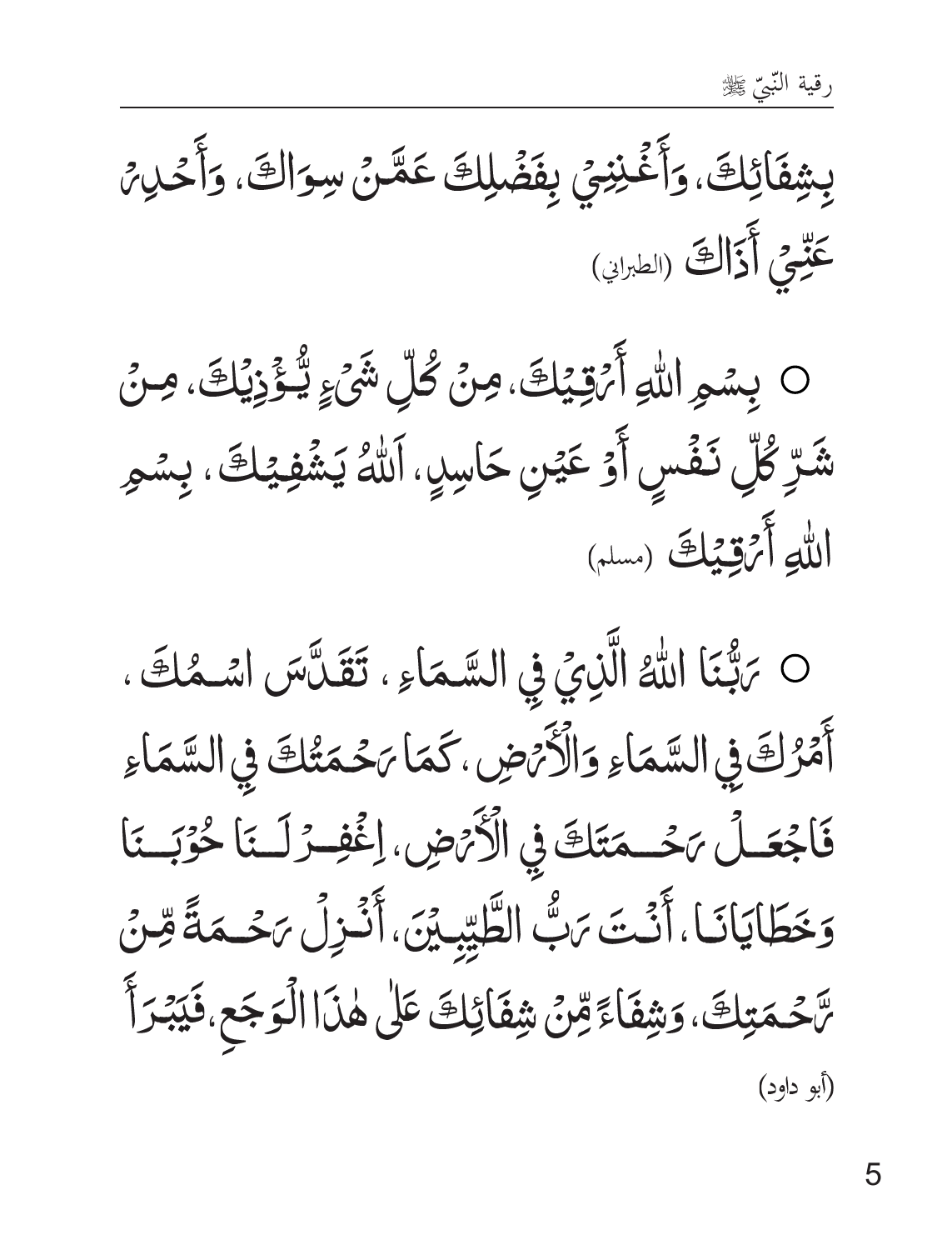بِشِفَائِكَ، وَأَغْنِنِي بِفَضْلِكَ عَمَّنْ سِوَاكَ، وَأَحْدِرْ عَنِّي أَذَاكَ (الطبراني)

○ بِسْمِ اللهِ أَرْقِيكَ، مِنْ كُلِّ شَيْءٍ يُؤْذِيكَ، مِنْ شَرِّ كُلِّ نَفْسٍ أَوْ عَيْنِ حَاسِدٍ، اَللهُ يَشْفِيكَ، بِسْمِ اللهِ أَرْقِيكَ (مسلم)

○ رَبُّنَا اللهُ الَّذِي فِي السَّمَاءِ، تَقَدَّسَ اسْمُكَ، أَمْرُكَ فِي السَّمَاءِ وَالْأَرْضِ، كَمَا رَحْمَتُكَ فِي السَّمَاءِ فَاجْعَلْ رَحْمَتَكَ فِي الْأَرْضِ، اِغْفِرْ لَنَا حُوبَنَا وَخَطَايَانَا، أَنْتَ رَبُّ الطَّيِّبِينَ، أَنْزِلْ رَحْمَةً مِّنْ رَّحْمَتِكَ، وَشِفَاءً مِّنْ شِفَائِكَ عَلٰى هٰذَا الْوَجَعِ، فَيَبْرَأَ (أبو داود)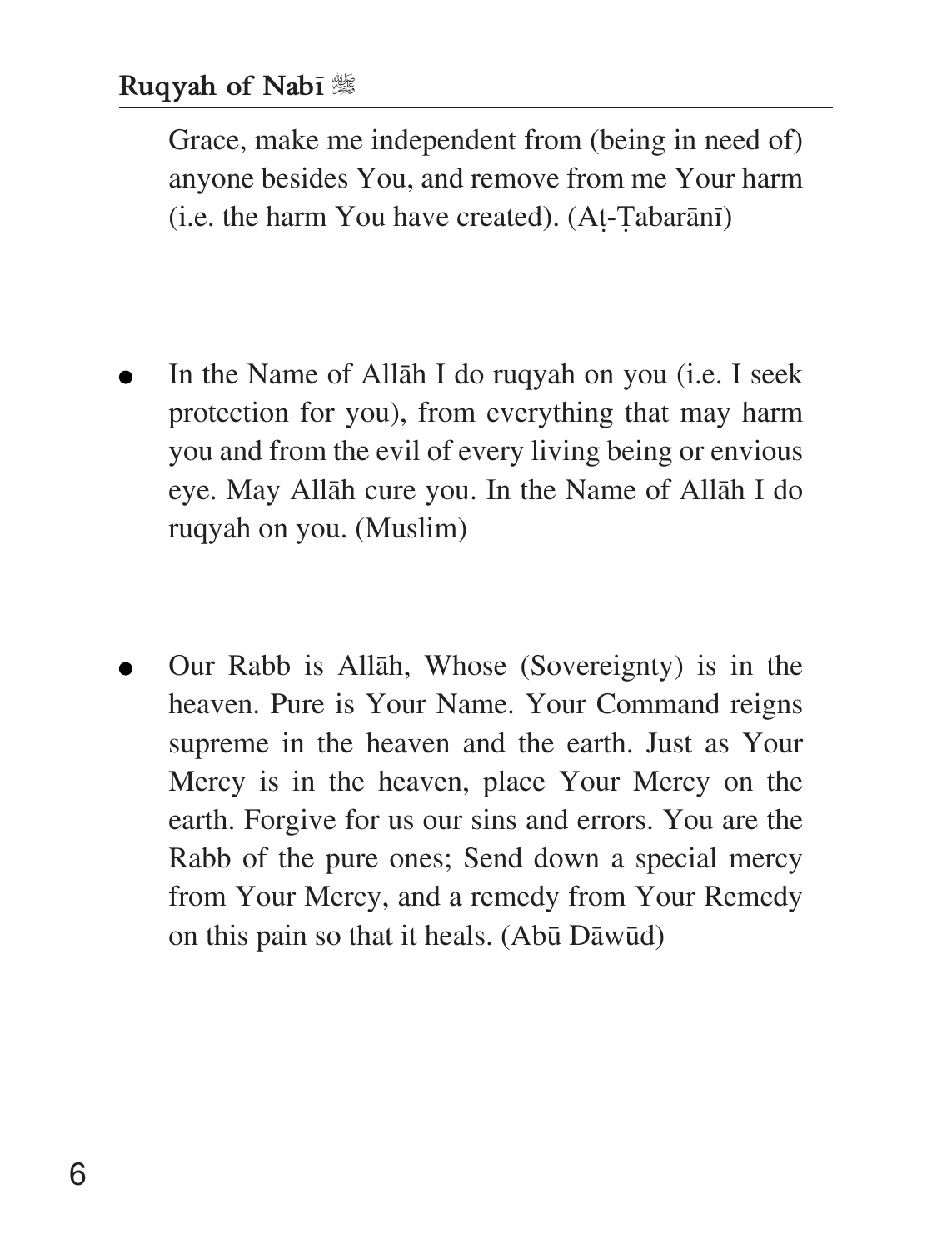Grace, make me independent from (being in need of) anyone besides You, and remove from me Your harm (i.e. the harm You have created). (Aṭ-Ṭabarānī)

- In the Name of Allāh I do ruqyah on you (i.e. I seek protection for you), from everything that may harm you and from the evil of every living being or envious eye. May Allāh cure you. In the Name of Allāh I do ruqyah on you. (Muslim)

- Our Rabb is Allāh, Whose (Sovereignty) is in the heaven. Pure is Your Name. Your Command reigns supreme in the heaven and the earth. Just as Your Mercy is in the heaven, place Your Mercy on the earth. Forgive for us our sins and errors. You are the Rabb of the pure ones; Send down a special mercy from Your Mercy, and a remedy from Your Remedy on this pain so that it heals. (Abū Dāwūd)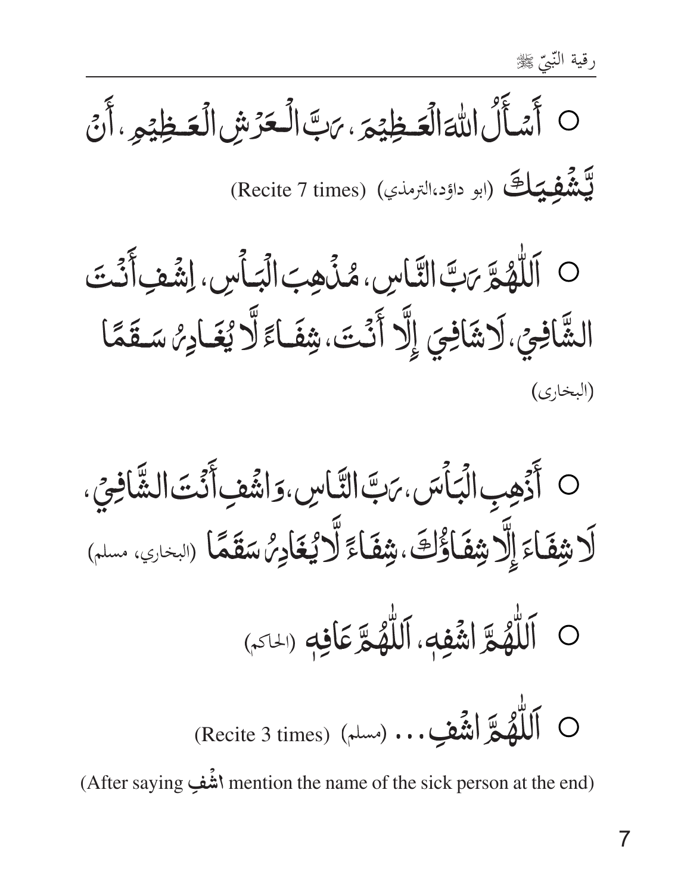- أَسْأَلُ اللهَ الْعَظِيْمَ، رَبَّ الْعَرْشِ الْعَظِيْمِ، أَنْ يَّشْفِيَكَ (ابو داؤد،الترمذي) (Recite 7 times)

- اَللّٰهُمَّ رَبَّ النَّاسِ، مُذْهِبَ الْبَأْسِ، اِشْفِ أَنْتَ الشَّافِيْ، لَاشَافِيَ إِلَّا أَنْتَ، شِفَاءً لَّا يُغَادِرُ سَقَمًا (البخارى)

- أَذْهِبِ الْبَأْسَ، رَبَّ النَّاسِ، وَاشْفِ أَنْتَ الشَّافِيْ، لَا شِفَاءَ إِلَّا شِفَاؤُكَ، شِفَاءً لَّا يُغَادِرُ سَقَمًا (البخاري، مسلم)

- اَللّٰهُمَّ اشْفِهِ، اَللّٰهُمَّ عَافِهِ (الحاكم)

- اَللّٰهُمَّ اشْفِ... (مسلم) (Recite 3 times)

(After saying اشْفِ mention the name of the sick person at the end)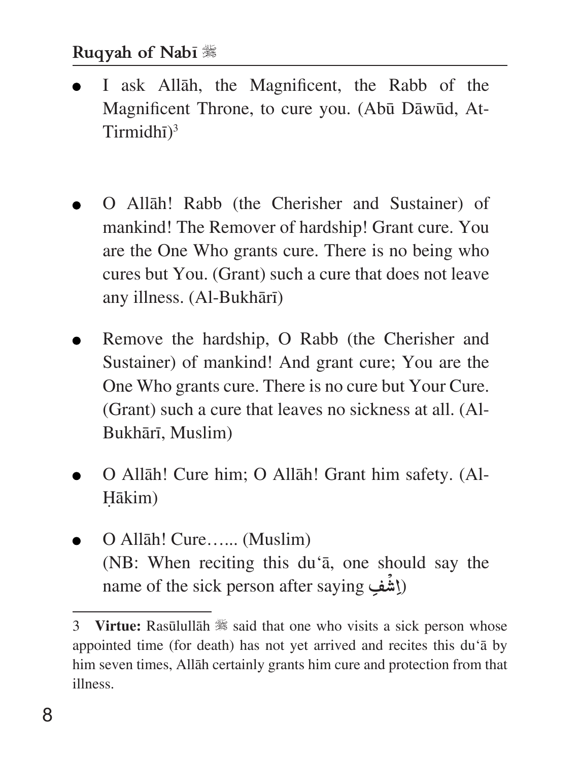- I ask Allāh, the Magnificent, the Rabb of the Magnificent Throne, to cure you. (Abū Dāwūd, At-Tirmidhī)[3]

- O Allāh! Rabb (the Cherisher and Sustainer) of mankind! The Remover of hardship! Grant cure. You are the One Who grants cure. There is no being who cures but You. (Grant) such a cure that does not leave any illness. (Al-Bukhārī)

- Remove the hardship, O Rabb (the Cherisher and Sustainer) of mankind! And grant cure; You are the One Who grants cure. There is no cure but Your Cure. (Grant) such a cure that leaves no sickness at all. (Al-Bukhārī, Muslim)

- O Allāh! Cure him; O Allāh! Grant him safety. (Al-Ḥākim)

- O Allāh! Cure…... (Muslim)
  (NB: When reciting this du‘ā, one should say the name of the sick person after saying إِشْفِ)

---

3 **Virtue:** Rasūlullāh ﷺ said that one who visits a sick person whose appointed time (for death) has not yet arrived and recites this du‘ā by him seven times, Allāh certainly grants him cure and protection from that illness.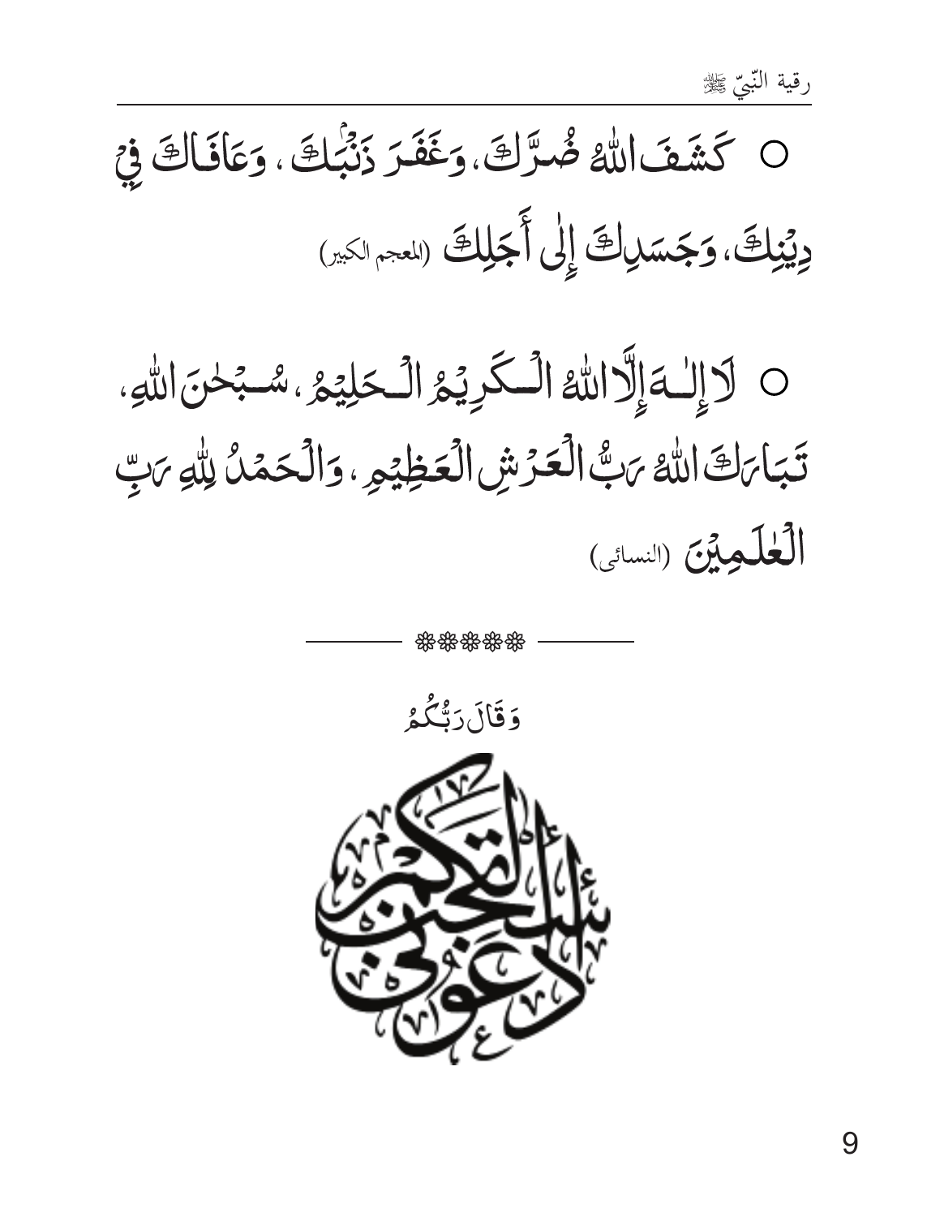- كَشَفَ اللهُ ضُرَّكَ، وَغَفَرَ ذَنْبَكَ، وَعَافَاكَ فِيْ دِيْنِكَ، وَجَسَدِكَ إِلٰى أَجَلِكَ (المعجم الكبير)

- لَا إِلٰـهَ إِلَّا اللهُ الْـكَرِيْمُ الْـحَلِيْمُ، سُـبْحٰنَ اللهِ، تَبَارَكَ اللهُ رَبُّ الْعَرْشِ الْعَظِيْمِ، وَالْحَمْدُ لِلّٰهِ رَبِّ الْعٰلَمِيْنَ (النسائی)

\*\*\*\*\*

وَقَالَ رَبُّكُمُ

ادْعُونِي أَسْتَجِبْ لَكُمْ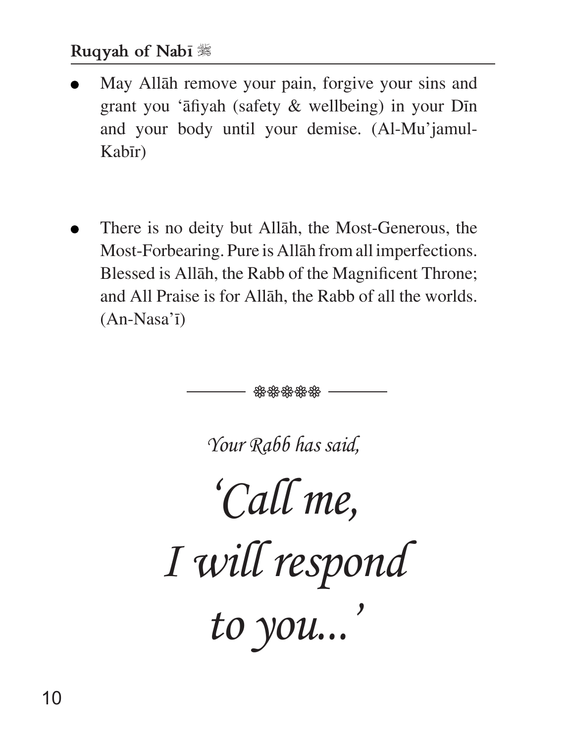- May Allāh remove your pain, forgive your sins and grant you 'āfiyah (safety & wellbeing) in your Dīn and your body until your demise. (Al-Mu'jamul-Kabīr)

- There is no deity but Allāh, the Most-Generous, the Most-Forbearing. Pure is Allāh from all imperfections. Blessed is Allāh, the Rabb of the Magnificent Throne; and All Praise is for Allāh, the Rabb of all the worlds. (An-Nasa'ī)

---

*Your Rabb has said,*

*'Call me,*
*I will respond*
*to you...'*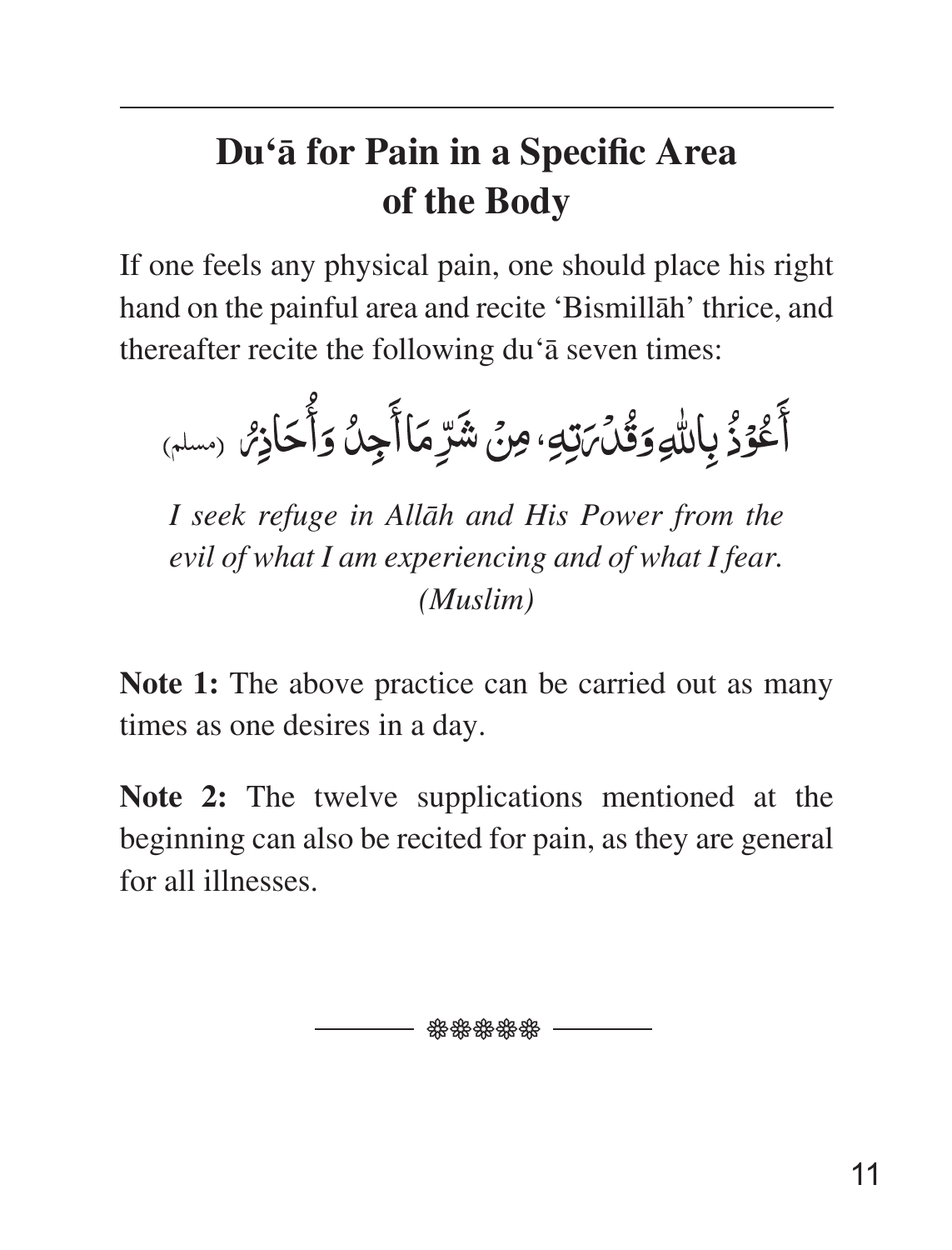## Du'ā for Pain in a Specific Area of the Body

If one feels any physical pain, one should place his right hand on the painful area and recite 'Bismillāh' thrice, and thereafter recite the following du'ā seven times:

أَعُوْذُ بِاللّٰهِ وَقُدْرَتِهِ، مِنْ شَرِّ مَا أَجِدُ وَأُحَاذِرُ (مسلم)

*I seek refuge in Allāh and His Power from the evil of what I am experiencing and of what I fear. (Muslim)*

**Note 1:** The above practice can be carried out as many times as one desires in a day.

**Note 2:** The twelve supplications mentioned at the beginning can also be recited for pain, as they are general for all illnesses.

❁❁❁❁❁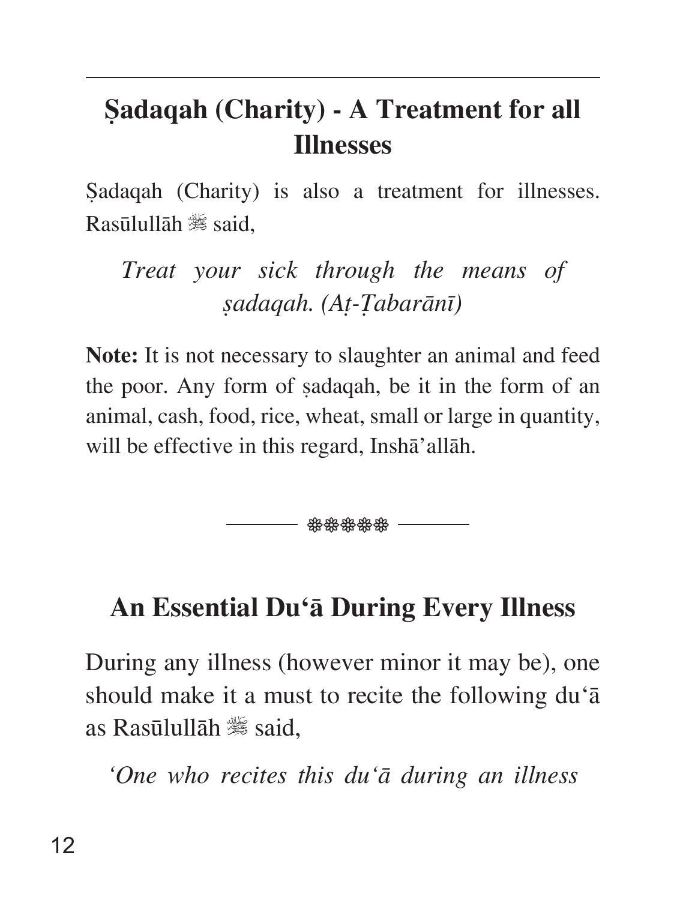## Ṣadaqah (Charity) - A Treatment for all Illnesses

Ṣadaqah (Charity) is also a treatment for illnesses. Rasūlullāh ﷺ said,

*Treat your sick through the means of ṣadaqah. (Aṭ-Ṭabarānī)*

**Note:** It is not necessary to slaughter an animal and feed the poor. Any form of ṣadaqah, be it in the form of an animal, cash, food, rice, wheat, small or large in quantity, will be effective in this regard, Inshā'allāh.

❊❊❊❊❊

## An Essential Du'ā During Every Illness

During any illness (however minor it may be), one should make it a must to recite the following du'ā as Rasūlullāh ﷺ said,

*'One who recites this du'ā during an illness*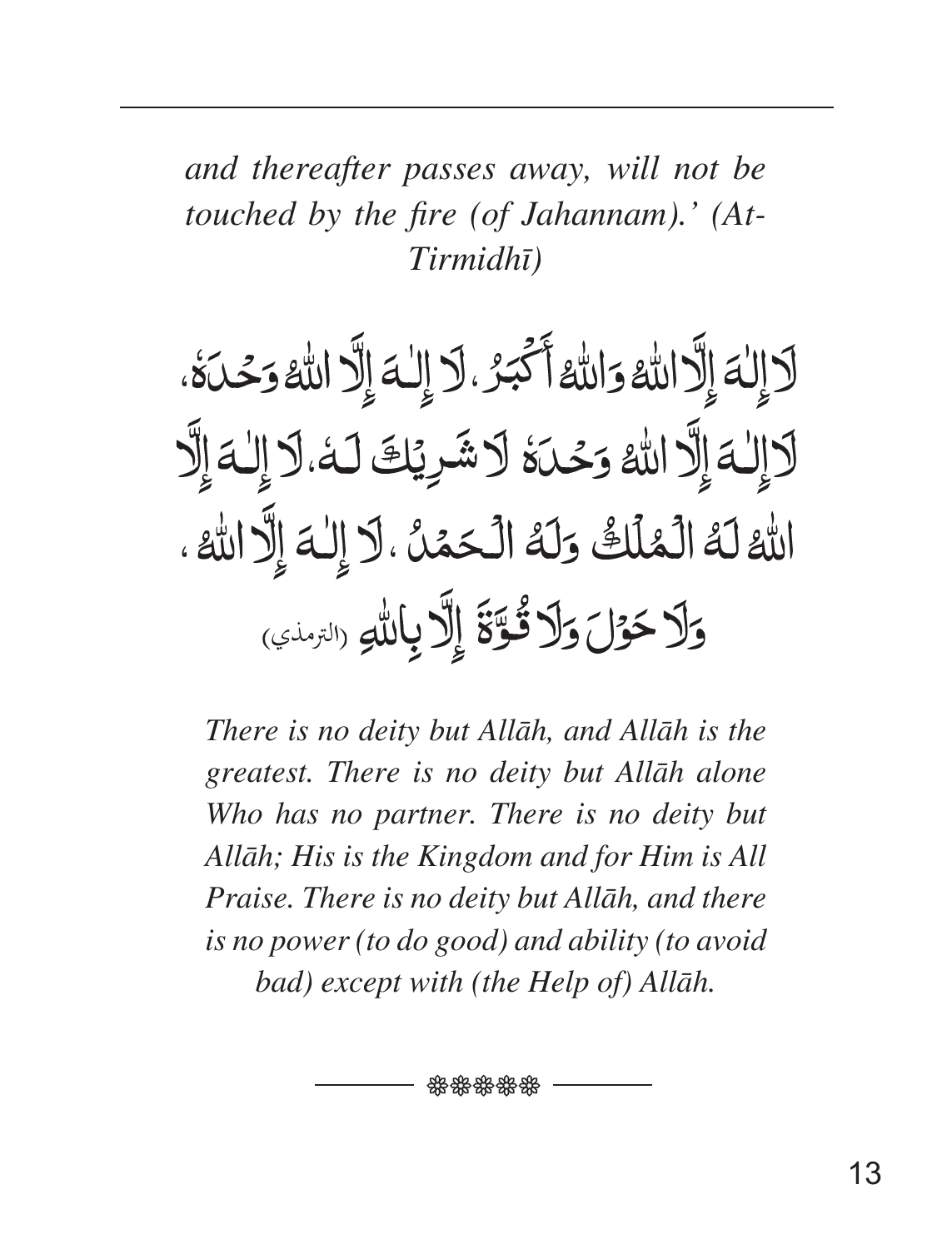*and thereafter passes away, will not be touched by the fire (of Jahannam).' (At-Tirmidhī)*

لَا إِلٰهَ إِلَّا اللّٰهُ وَاللّٰهُ أَكْبَرُ، لَا إِلٰهَ إِلَّا اللّٰهُ وَحْدَهُ، لَا إِلٰهَ إِلَّا اللّٰهُ وَحْدَهُ لَا شَرِيْكَ لَهُ، لَا إِلٰهَ إِلَّا اللّٰهُ لَهُ الْمُلْكُ وَلَهُ الْحَمْدُ، لَا إِلٰهَ إِلَّا اللّٰهُ، وَلَا حَوْلَ وَلَا قُوَّةَ إِلَّا بِاللّٰهِ (الترمذي)

*There is no deity but Allāh, and Allāh is the greatest. There is no deity but Allāh alone Who has no partner. There is no deity but Allāh; His is the Kingdom and for Him is All Praise. There is no deity but Allāh, and there is no power (to do good) and ability (to avoid bad) except with (the Help of) Allāh.*

❁❁❁❁❁